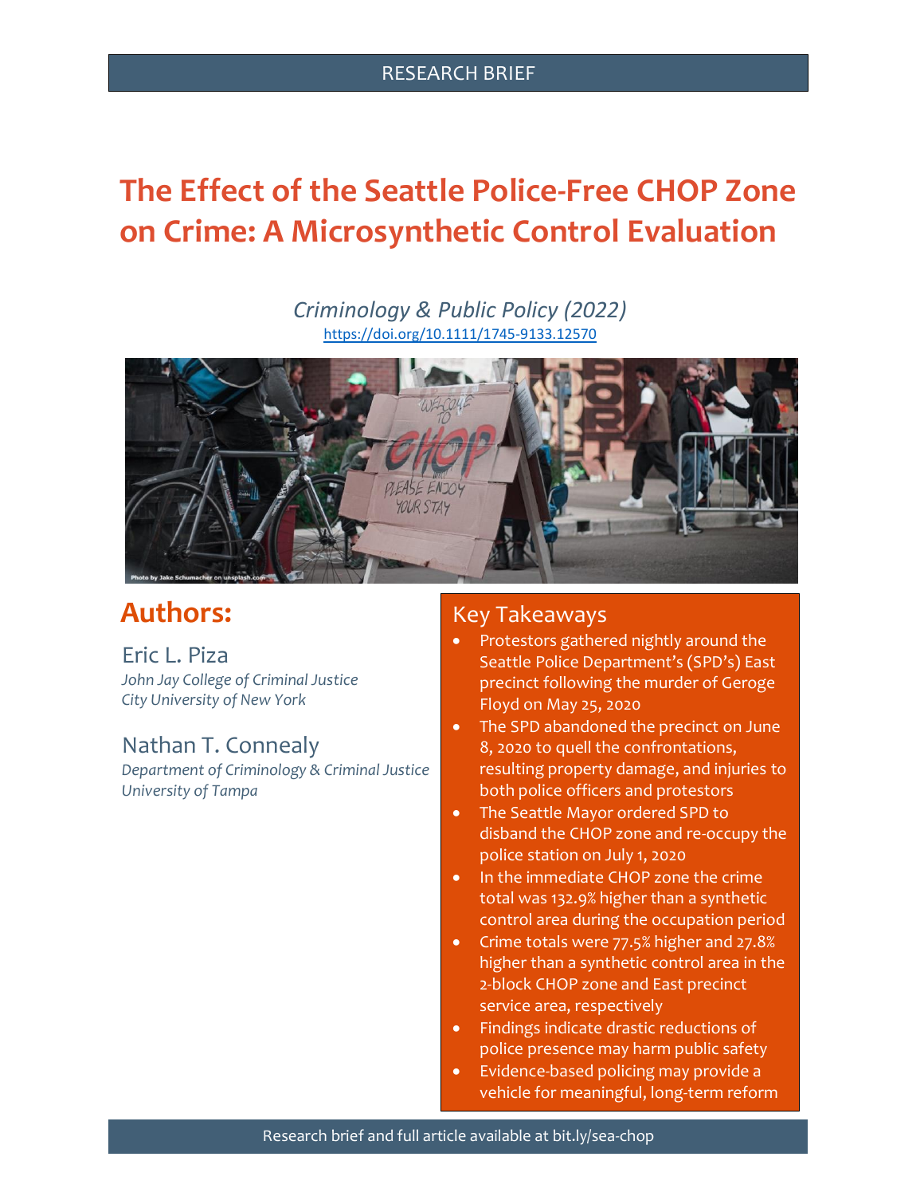RESEARCH BRIEF

# The Effect of the Seattle Police-Free CHOP Zone on Crime: A Microsynthetic Control Evaluation

*Criminology & Public Policy (2022)*
https://doi.org/10.1111/1745-9133.12570

Photo by Jake Schumacher on unsplash.com

## Authors:

Eric L. Piza
*John Jay College of Criminal Justice*
*City University of New York*

Nathan T. Connealy
*Department of Criminology & Criminal Justice*
*University of Tampa*

## Key Takeaways

- Protestors gathered nightly around the Seattle Police Department's (SPD's) East precinct following the murder of Geroge Floyd on May 25, 2020
- The SPD abandoned the precinct on June 8, 2020 to quell the confrontations, resulting property damage, and injuries to both police officers and protestors
- The Seattle Mayor ordered SPD to disband the CHOP zone and re-occupy the police station on July 1, 2020
- In the immediate CHOP zone the crime total was 132.9% higher than a synthetic control area during the occupation period
- Crime totals were 77.5% higher and 27.8% higher than a synthetic control area in the 2-block CHOP zone and East precinct service area, respectively
- Findings indicate drastic reductions of police presence may harm public safety
- Evidence-based policing may provide a vehicle for meaningful, long-term reform

Research brief and full article available at bit.ly/sea-chop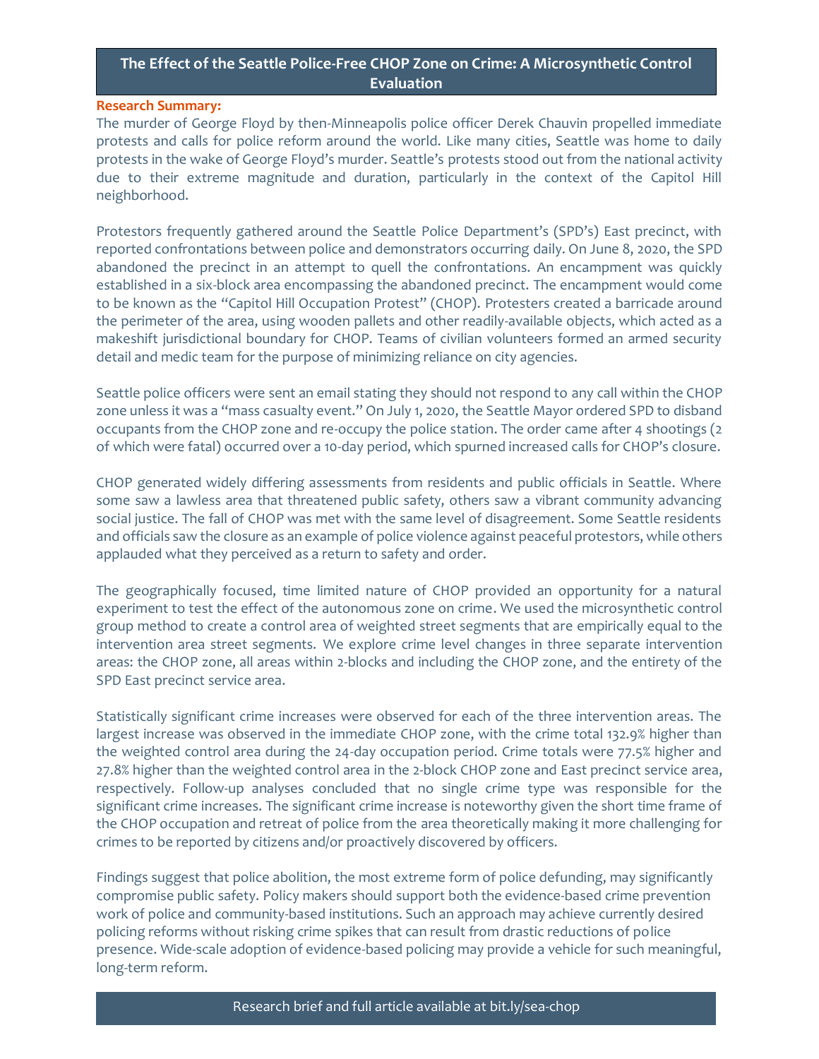# The Effect of the Seattle Police-Free CHOP Zone on Crime: A Microsynthetic Control Evaluation

**Research Summary:**

The murder of George Floyd by then-Minneapolis police officer Derek Chauvin propelled immediate protests and calls for police reform around the world. Like many cities, Seattle was home to daily protests in the wake of George Floyd's murder. Seattle's protests stood out from the national activity due to their extreme magnitude and duration, particularly in the context of the Capitol Hill neighborhood.

Protestors frequently gathered around the Seattle Police Department's (SPD's) East precinct, with reported confrontations between police and demonstrators occurring daily. On June 8, 2020, the SPD abandoned the precinct in an attempt to quell the confrontations. An encampment was quickly established in a six-block area encompassing the abandoned precinct. The encampment would come to be known as the "Capitol Hill Occupation Protest" (CHOP). Protesters created a barricade around the perimeter of the area, using wooden pallets and other readily-available objects, which acted as a makeshift jurisdictional boundary for CHOP. Teams of civilian volunteers formed an armed security detail and medic team for the purpose of minimizing reliance on city agencies.

Seattle police officers were sent an email stating they should not respond to any call within the CHOP zone unless it was a "mass casualty event." On July 1, 2020, the Seattle Mayor ordered SPD to disband occupants from the CHOP zone and re-occupy the police station. The order came after 4 shootings (2 of which were fatal) occurred over a 10-day period, which spurned increased calls for CHOP's closure.

CHOP generated widely differing assessments from residents and public officials in Seattle. Where some saw a lawless area that threatened public safety, others saw a vibrant community advancing social justice. The fall of CHOP was met with the same level of disagreement. Some Seattle residents and officials saw the closure as an example of police violence against peaceful protestors, while others applauded what they perceived as a return to safety and order.

The geographically focused, time limited nature of CHOP provided an opportunity for a natural experiment to test the effect of the autonomous zone on crime. We used the microsynthetic control group method to create a control area of weighted street segments that are empirically equal to the intervention area street segments. We explore crime level changes in three separate intervention areas: the CHOP zone, all areas within 2-blocks and including the CHOP zone, and the entirety of the SPD East precinct service area.

Statistically significant crime increases were observed for each of the three intervention areas. The largest increase was observed in the immediate CHOP zone, with the crime total 132.9% higher than the weighted control area during the 24-day occupation period. Crime totals were 77.5% higher and 27.8% higher than the weighted control area in the 2-block CHOP zone and East precinct service area, respectively. Follow-up analyses concluded that no single crime type was responsible for the significant crime increases. The significant crime increase is noteworthy given the short time frame of the CHOP occupation and retreat of police from the area theoretically making it more challenging for crimes to be reported by citizens and/or proactively discovered by officers.

Findings suggest that police abolition, the most extreme form of police defunding, may significantly compromise public safety. Policy makers should support both the evidence-based crime prevention work of police and community-based institutions. Such an approach may achieve currently desired policing reforms without risking crime spikes that can result from drastic reductions of police presence. Wide-scale adoption of evidence-based policing may provide a vehicle for such meaningful, long-term reform.

Research brief and full article available at bit.ly/sea-chop